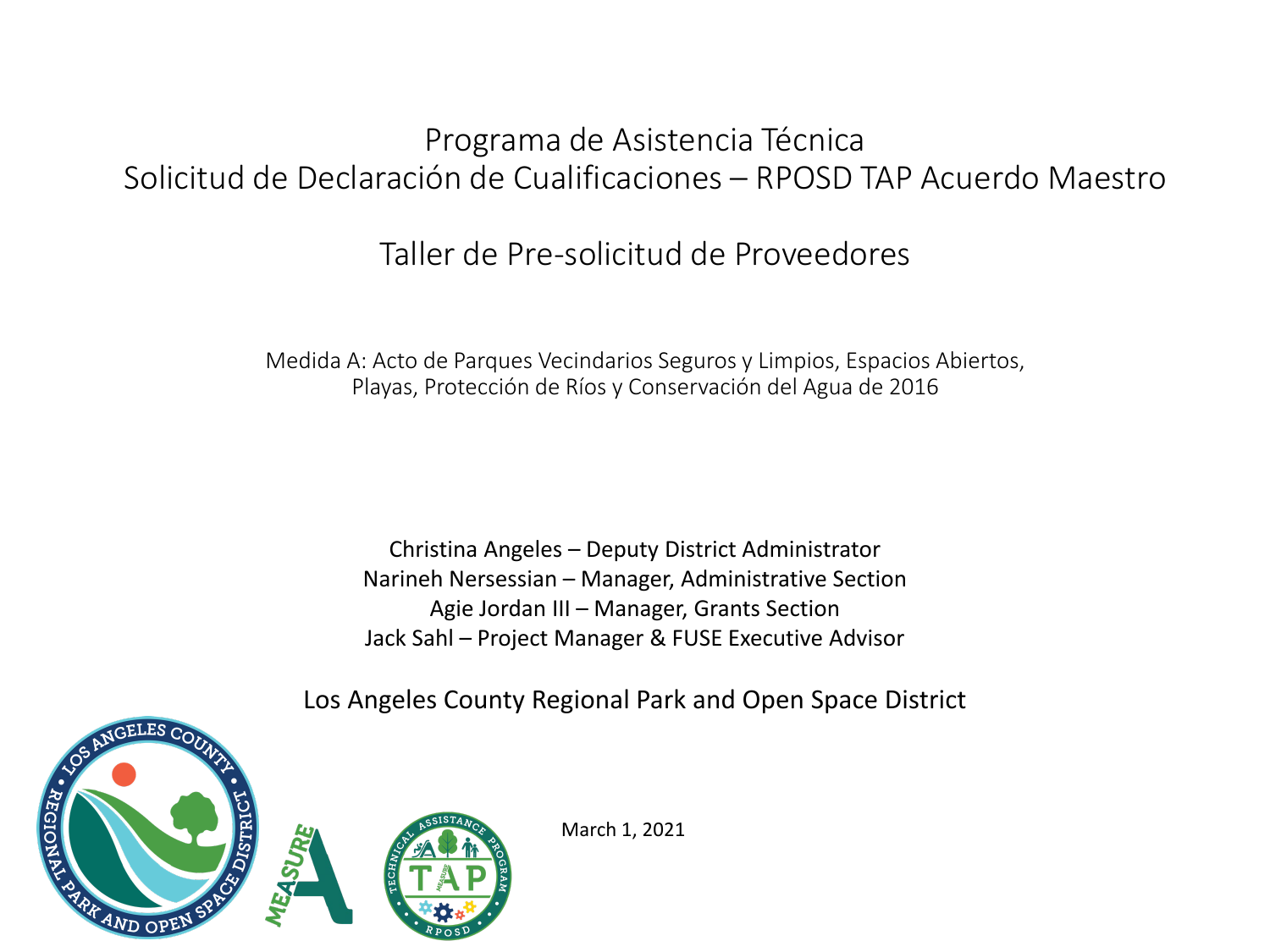# Programa de Asistencia Técnica
# Solicitud de Declaración de Cualificaciones – RPOSD TAP Acuerdo Maestro

## Taller de Pre-solicitud de Proveedores

Medida A: Acto de Parques Vecindarios Seguros y Limpios, Espacios Abiertos, Playas, Protección de Ríos y Conservación del Agua de 2016

Christina Angeles – Deputy District Administrator
Narineh Nersessian – Manager, Administrative Section
Agie Jordan III – Manager, Grants Section
Jack Sahl – Project Manager & FUSE Executive Advisor

Los Angeles County Regional Park and Open Space District

March 1, 2021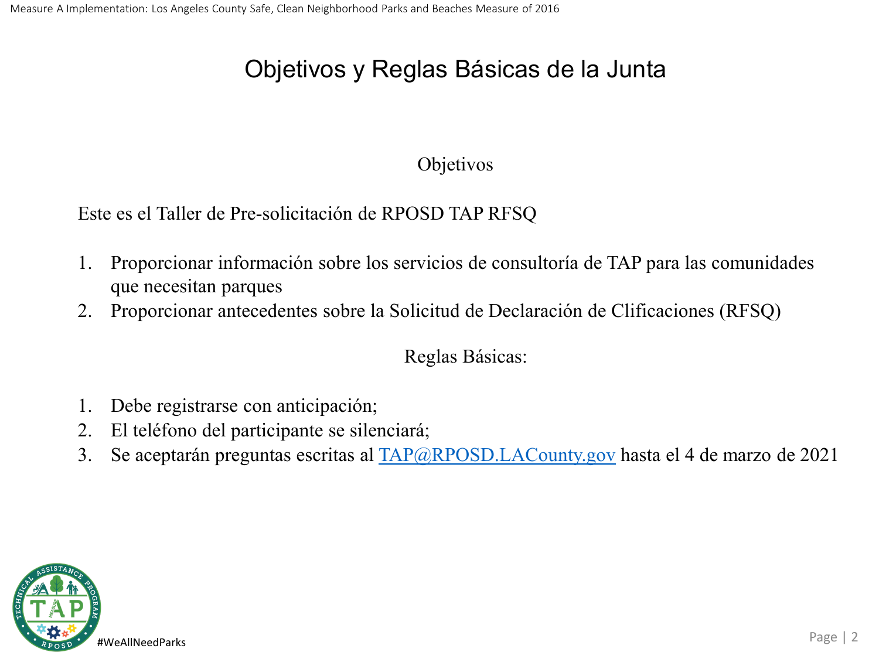# Objetivos y Reglas Básicas de la Junta

## Objetivos

Este es el Taller de Pre-solicitación de RPOSD TAP RFSQ

1. Proporcionar información sobre los servicios de consultoría de TAP para las comunidades que necesitan parques
2. Proporcionar antecedentes sobre la Solicitud de Declaración de Clificaciones (RFSQ)

## Reglas Básicas:

1. Debe registrarse con anticipación;
2. El teléfono del participante se silenciará;
3. Se aceptarán preguntas escritas al TAP@RPOSD.LACounty.gov hasta el 4 de marzo de 2021

#WeAllNeedParks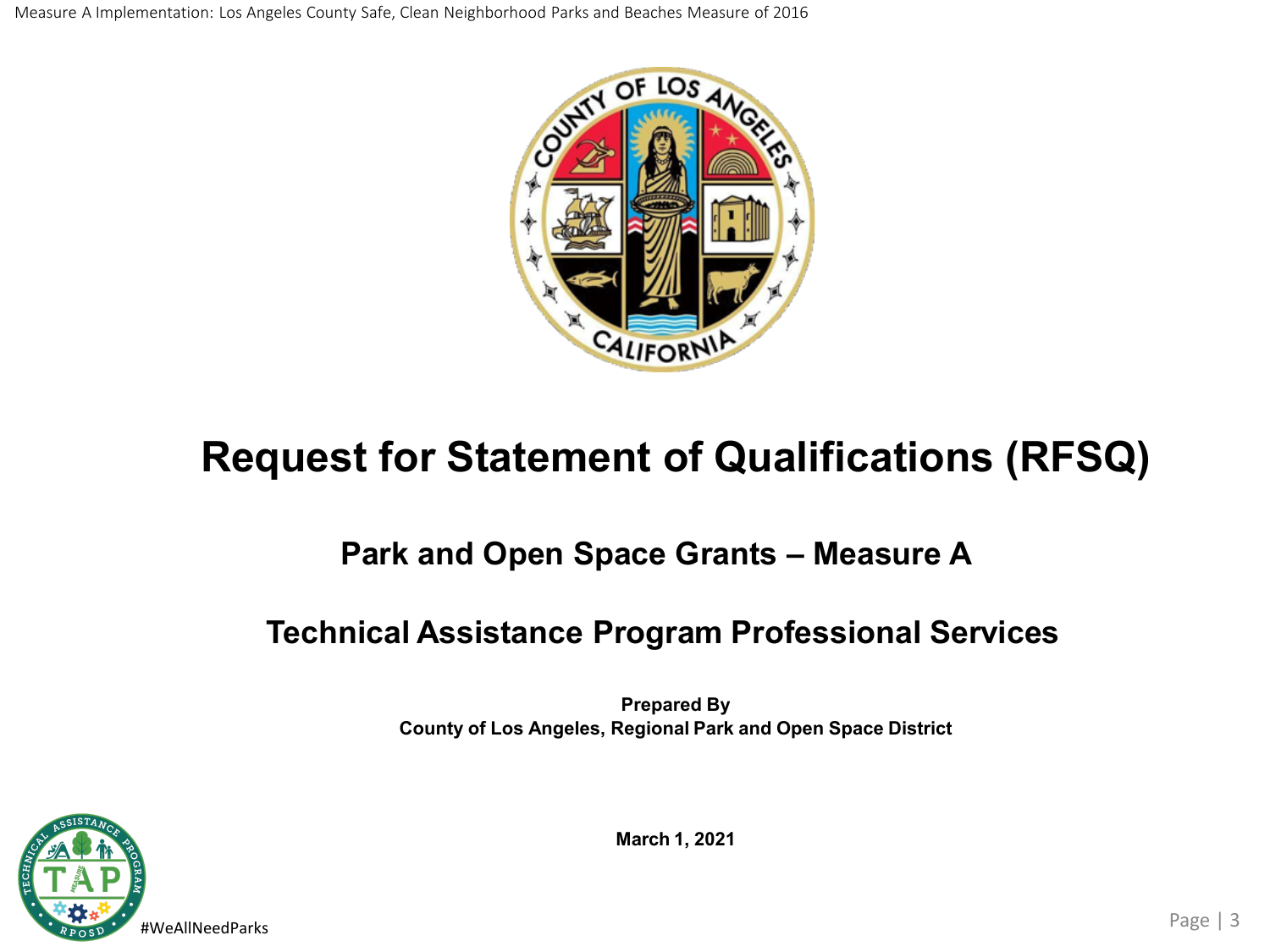# Request for Statement of Qualifications (RFSQ)

## Park and Open Space Grants – Measure A

## Technical Assistance Program Professional Services

**Prepared By**
**County of Los Angeles, Regional Park and Open Space District**

**March 1, 2021**

#WeAllNeedParks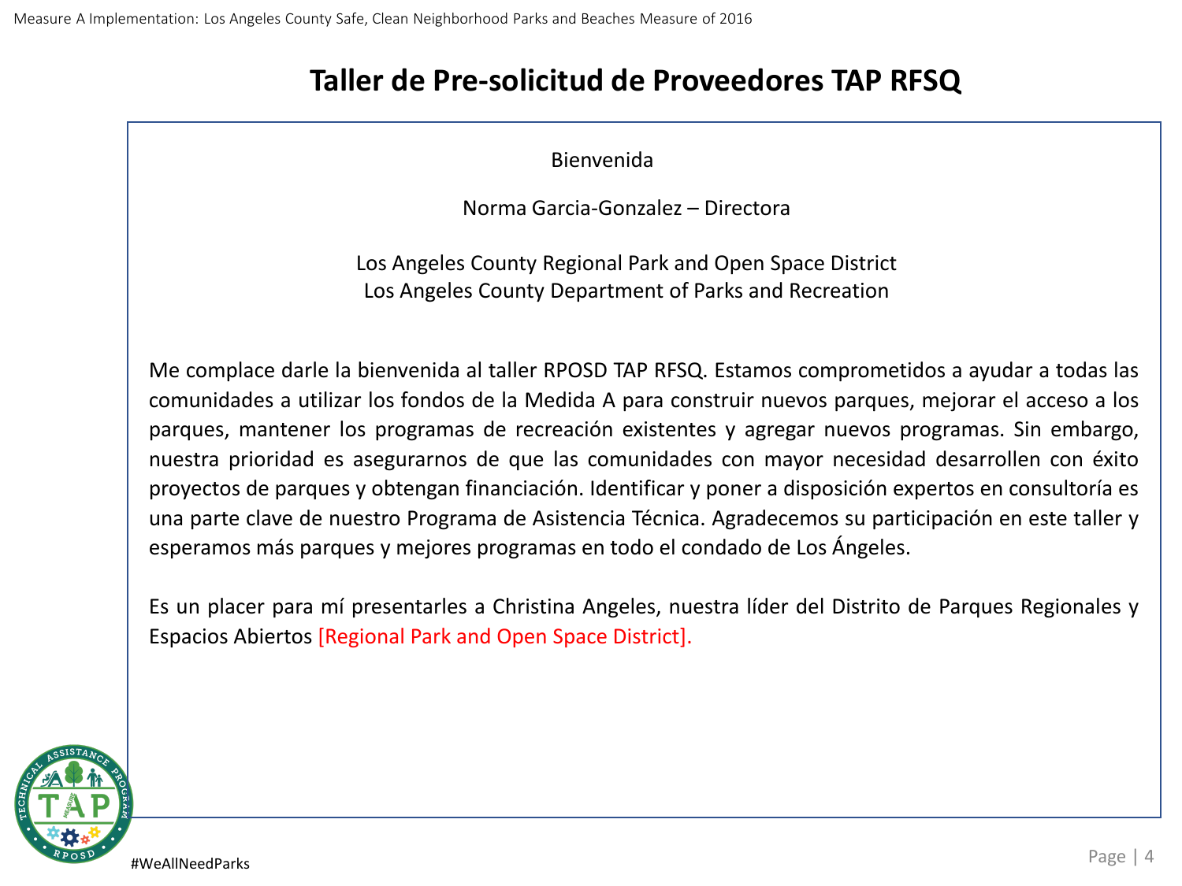# Taller de Pre-solicitud de Proveedores TAP RFSQ

Bienvenida

Norma Garcia-Gonzalez – Directora

Los Angeles County Regional Park and Open Space District
Los Angeles County Department of Parks and Recreation

Me complace darle la bienvenida al taller RPOSD TAP RFSQ. Estamos comprometidos a ayudar a todas las comunidades a utilizar los fondos de la Medida A para construir nuevos parques, mejorar el acceso a los parques, mantener los programas de recreación existentes y agregar nuevos programas. Sin embargo, nuestra prioridad es asegurarnos de que las comunidades con mayor necesidad desarrollen con éxito proyectos de parques y obtengan financiación. Identificar y poner a disposición expertos en consultoría es una parte clave de nuestro Programa de Asistencia Técnica. Agradecemos su participación en este taller y esperamos más parques y mejores programas en todo el condado de Los Ángeles.

Es un placer para mí presentarles a Christina Angeles, nuestra líder del Distrito de Parques Regionales y Espacios Abiertos [Regional Park and Open Space District].

#WeAllNeedParks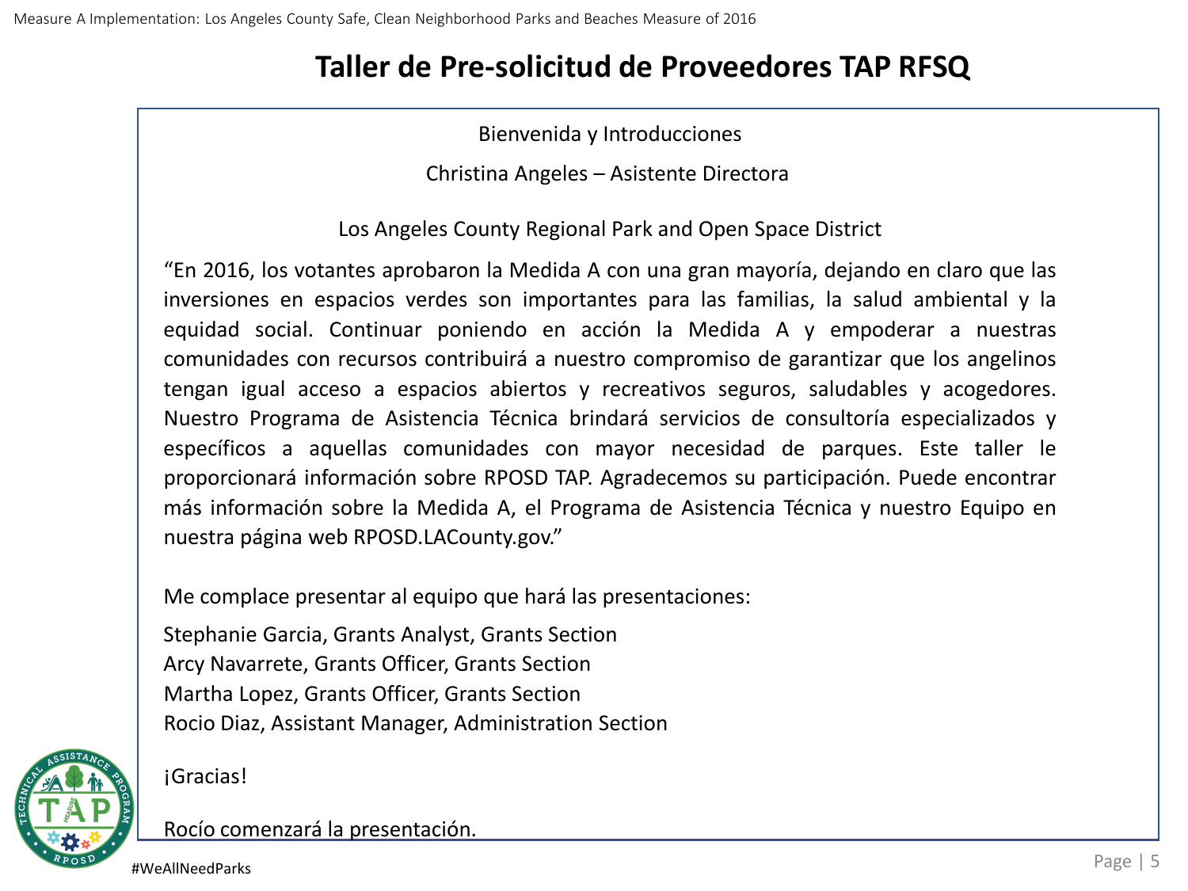# Taller de Pre-solicitud de Proveedores TAP RFSQ

Bienvenida y Introducciones

Christina Angeles – Asistente Directora

Los Angeles County Regional Park and Open Space District

"En 2016, los votantes aprobaron la Medida A con una gran mayoría, dejando en claro que las inversiones en espacios verdes son importantes para las familias, la salud ambiental y la equidad social. Continuar poniendo en acción la Medida A y empoderar a nuestras comunidades con recursos contribuirá a nuestro compromiso de garantizar que los angelinos tengan igual acceso a espacios abiertos y recreativos seguros, saludables y acogedores. Nuestro Programa de Asistencia Técnica brindará servicios de consultoría especializados y específicos a aquellas comunidades con mayor necesidad de parques. Este taller le proporcionará información sobre RPOSD TAP. Agradecemos su participación. Puede encontrar más información sobre la Medida A, el Programa de Asistencia Técnica y nuestro Equipo en nuestra página web RPOSD.LACounty.gov."

Me complace presentar al equipo que hará las presentaciones:

Stephanie Garcia, Grants Analyst, Grants Section
Arcy Navarrete, Grants Officer, Grants Section
Martha Lopez, Grants Officer, Grants Section
Rocio Diaz, Assistant Manager, Administration Section

¡Gracias!

Rocío comenzará la presentación.

#WeAllNeedParks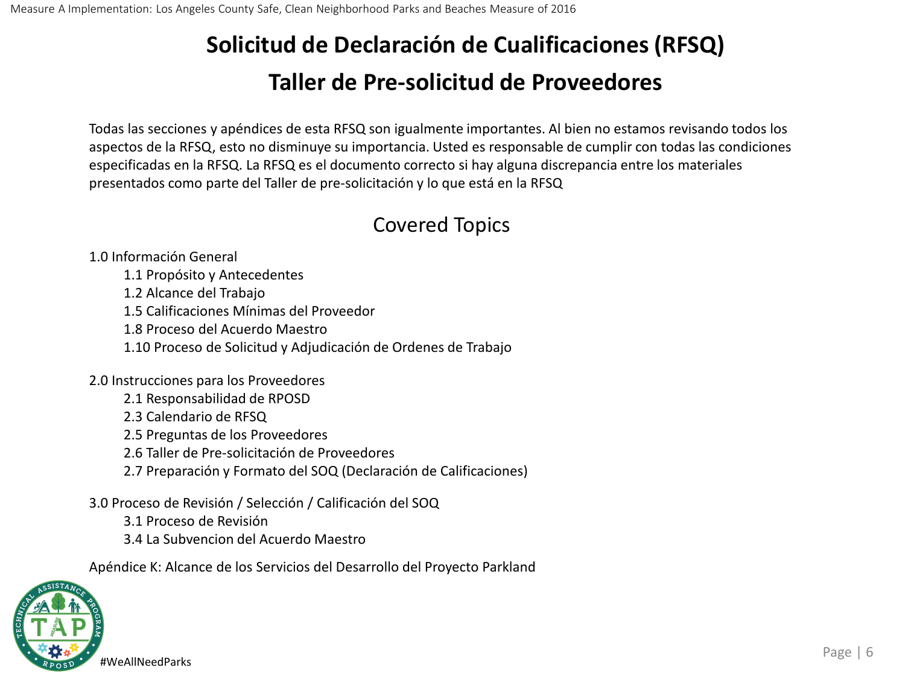# Solicitud de Declaración de Cualificaciones (RFSQ)

# Taller de Pre-solicitud de Proveedores

Todas las secciones y apéndices de esta RFSQ son igualmente importantes. Al bien no estamos revisando todos los aspectos de la RFSQ, esto no disminuye su importancia. Usted es responsable de cumplir con todas las condiciones especificadas en la RFSQ. La RFSQ es el documento correcto si hay alguna discrepancia entre los materiales presentados como parte del Taller de pre-solicitación y lo que está en la RFSQ

## Covered Topics

1.0 Información General
- 1.1 Propósito y Antecedentes
- 1.2 Alcance del Trabajo
- 1.5 Calificaciones Mínimas del Proveedor
- 1.8 Proceso del Acuerdo Maestro
- 1.10 Proceso de Solicitud y Adjudicación de Ordenes de Trabajo

2.0 Instrucciones para los Proveedores
- 2.1 Responsabilidad de RPOSD
- 2.3 Calendario de RFSQ
- 2.5 Preguntas de los Proveedores
- 2.6 Taller de Pre-solicitación de Proveedores
- 2.7 Preparación y Formato del SOQ (Declaración de Calificaciones)

3.0 Proceso de Revisión / Selección / Calificación del SOQ
- 3.1 Proceso de Revisión
- 3.4 La Subvencion del Acuerdo Maestro

Apéndice K: Alcance de los Servicios del Desarrollo del Proyecto Parkland

#WeAllNeedParks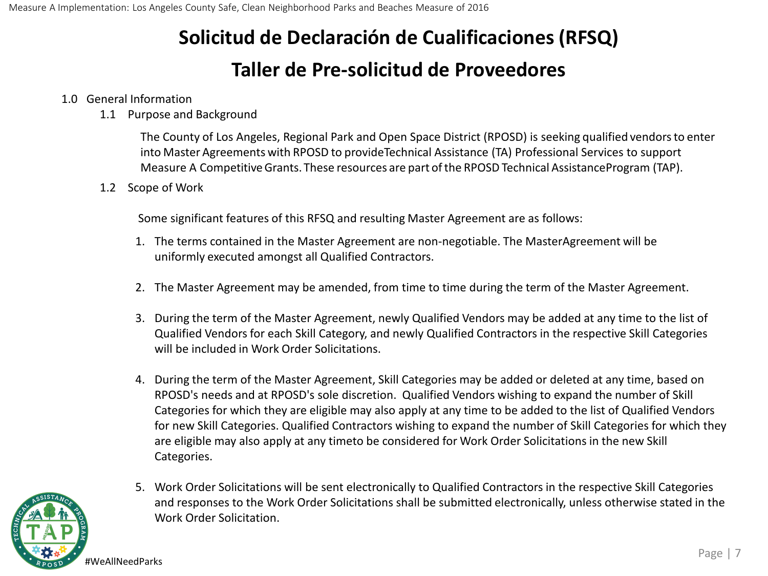# Solicitud de Declaración de Cualificaciones (RFSQ)

# Taller de Pre-solicitud de Proveedores

1.0 General Information

1.1 Purpose and Background

The County of Los Angeles, Regional Park and Open Space District (RPOSD) is seeking qualified vendors to enter into Master Agreements with RPOSD to provideTechnical Assistance (TA) Professional Services to support Measure A Competitive Grants. These resources are part of the RPOSD Technical AssistanceProgram (TAP).

1.2 Scope of Work

Some significant features of this RFSQ and resulting Master Agreement are as follows:

1. The terms contained in the Master Agreement are non-negotiable. The MasterAgreement will be uniformly executed amongst all Qualified Contractors.

2. The Master Agreement may be amended, from time to time during the term of the Master Agreement.

3. During the term of the Master Agreement, newly Qualified Vendors may be added at any time to the list of Qualified Vendors for each Skill Category, and newly Qualified Contractors in the respective Skill Categories will be included in Work Order Solicitations.

4. During the term of the Master Agreement, Skill Categories may be added or deleted at any time, based on RPOSD's needs and at RPOSD's sole discretion. Qualified Vendors wishing to expand the number of Skill Categories for which they are eligible may also apply at any time to be added to the list of Qualified Vendors for new Skill Categories. Qualified Contractors wishing to expand the number of Skill Categories for which they are eligible may also apply at any timeto be considered for Work Order Solicitations in the new Skill Categories.

5. Work Order Solicitations will be sent electronically to Qualified Contractors in the respective Skill Categories and responses to the Work Order Solicitations shall be submitted electronically, unless otherwise stated in the Work Order Solicitation.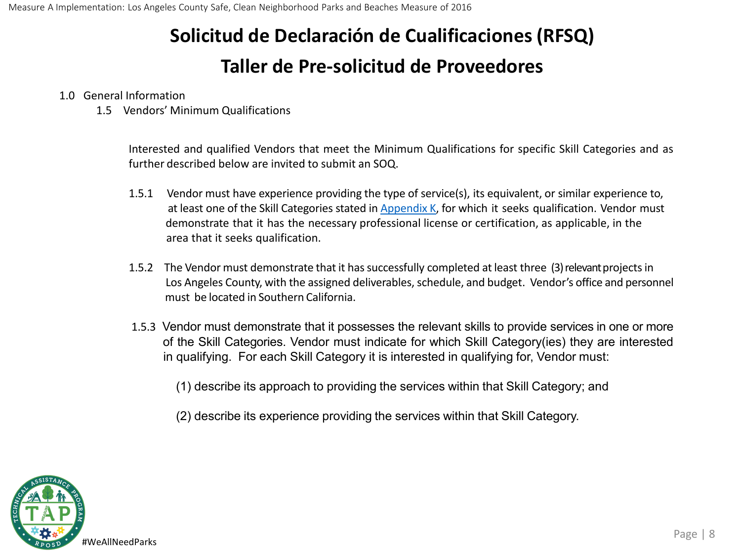# Solicitud de Declaración de Cualificaciones (RFSQ)

# Taller de Pre-solicitud de Proveedores

1.0 General Information

1.5 Vendors' Minimum Qualifications

Interested and qualified Vendors that meet the Minimum Qualifications for specific Skill Categories and as further described below are invited to submit an SOQ.

1.5.1 Vendor must have experience providing the type of service(s), its equivalent, or similar experience to, at least one of the Skill Categories stated in Appendix K, for which it seeks qualification. Vendor must demonstrate that it has the necessary professional license or certification, as applicable, in the area that it seeks qualification.

1.5.2 The Vendor must demonstrate that it has successfully completed at least three (3) relevant projects in Los Angeles County, with the assigned deliverables, schedule, and budget. Vendor's office and personnel must be located in Southern California.

1.5.3 Vendor must demonstrate that it possesses the relevant skills to provide services in one or more of the Skill Categories. Vendor must indicate for which Skill Category(ies) they are interested in qualifying. For each Skill Category it is interested in qualifying for, Vendor must:

(1) describe its approach to providing the services within that Skill Category; and

(2) describe its experience providing the services within that Skill Category.

#WeAllNeedParks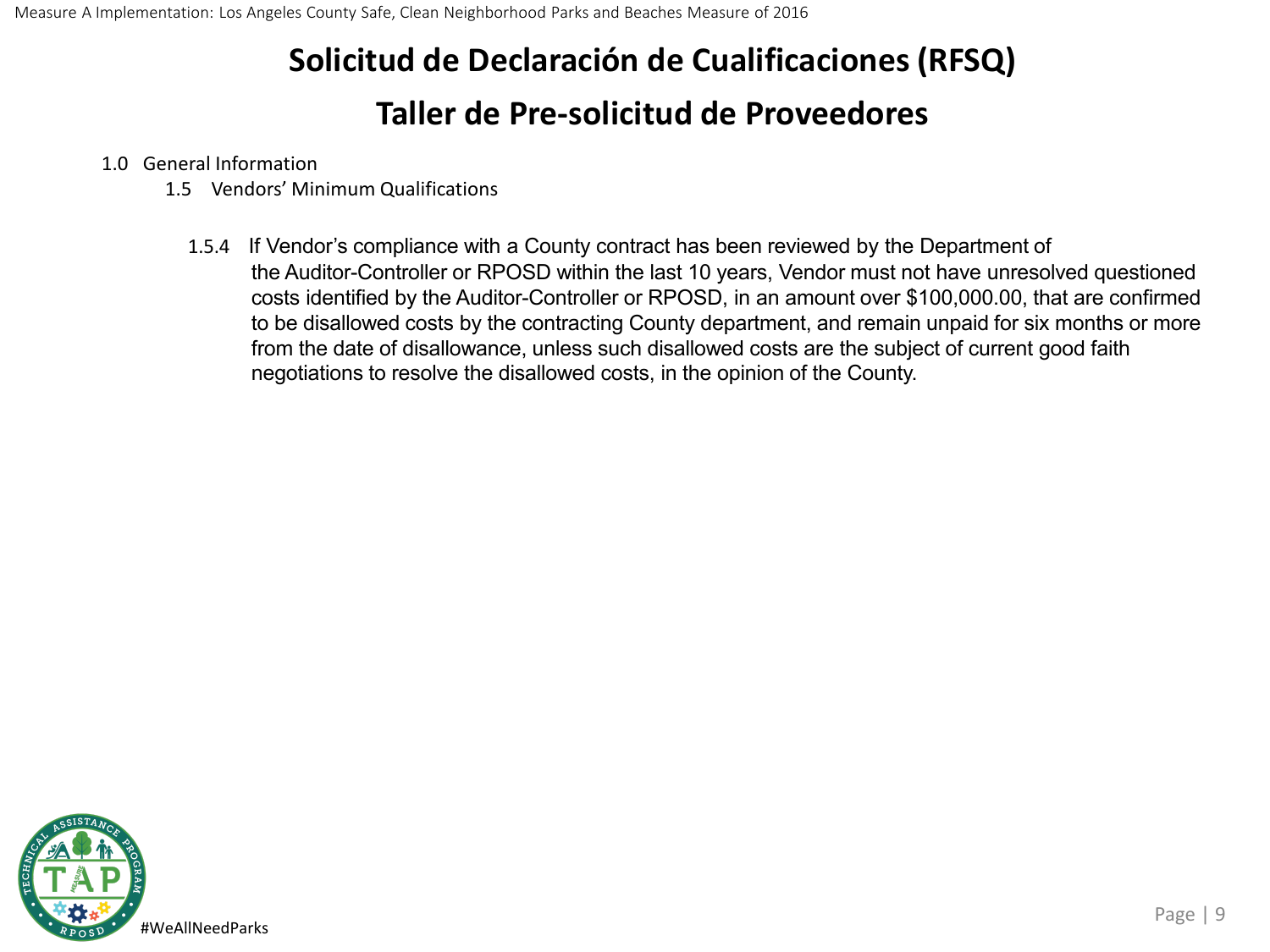# Solicitud de Declaración de Cualificaciones (RFSQ)

## Taller de Pre-solicitud de Proveedores

1.0 General Information

1.5 Vendors' Minimum Qualifications

1.5.4 If Vendor's compliance with a County contract has been reviewed by the Department of the Auditor-Controller or RPOSD within the last 10 years, Vendor must not have unresolved questioned costs identified by the Auditor-Controller or RPOSD, in an amount over $100,000.00, that are confirmed to be disallowed costs by the contracting County department, and remain unpaid for six months or more from the date of disallowance, unless such disallowed costs are the subject of current good faith negotiations to resolve the disallowed costs, in the opinion of the County.

#WeAllNeedParks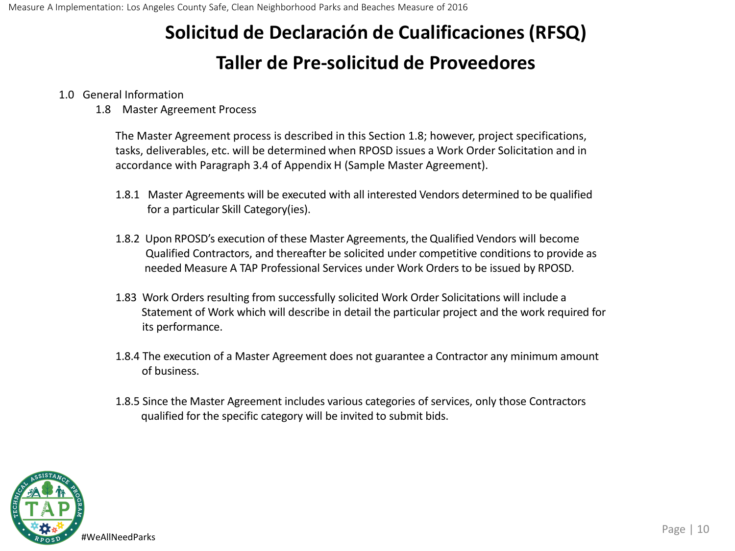# Solicitud de Declaración de Cualificaciones (RFSQ)

## Taller de Pre-solicitud de Proveedores

1.0 General Information

1.8 Master Agreement Process

The Master Agreement process is described in this Section 1.8; however, project specifications, tasks, deliverables, etc. will be determined when RPOSD issues a Work Order Solicitation and in accordance with Paragraph 3.4 of Appendix H (Sample Master Agreement).

1.8.1 Master Agreements will be executed with all interested Vendors determined to be qualified for a particular Skill Category(ies).

1.8.2 Upon RPOSD's execution of these Master Agreements, the Qualified Vendors will become Qualified Contractors, and thereafter be solicited under competitive conditions to provide as needed Measure A TAP Professional Services under Work Orders to be issued by RPOSD.

1.83 Work Orders resulting from successfully solicited Work Order Solicitations will include a Statement of Work which will describe in detail the particular project and the work required for its performance.

1.8.4 The execution of a Master Agreement does not guarantee a Contractor any minimum amount of business.

1.8.5 Since the Master Agreement includes various categories of services, only those Contractors qualified for the specific category will be invited to submit bids.

#WeAllNeedParks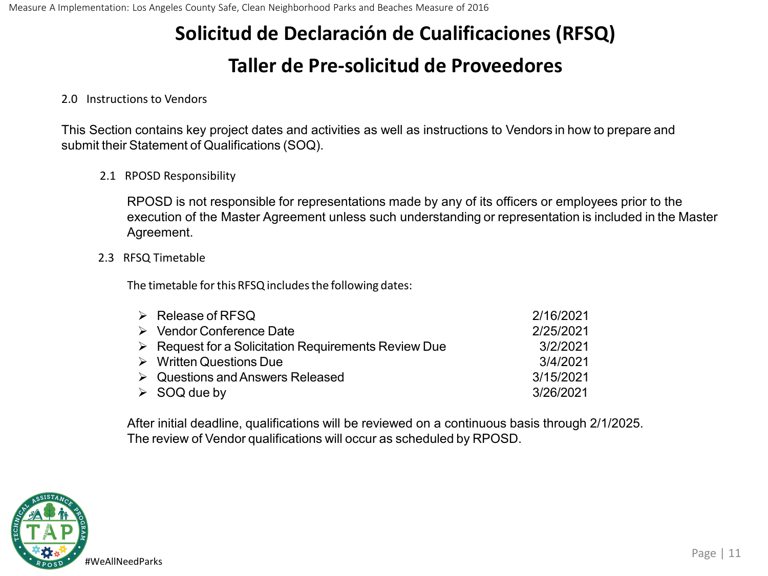# Solicitud de Declaración de Cualificaciones (RFSQ)

# Taller de Pre-solicitud de Proveedores

## 2.0 Instructions to Vendors

This Section contains key project dates and activities as well as instructions to Vendors in how to prepare and submit their Statement of Qualifications (SOQ).

### 2.1 RPOSD Responsibility

RPOSD is not responsible for representations made by any of its officers or employees prior to the execution of the Master Agreement unless such understanding or representation is included in the Master Agreement.

### 2.3 RFSQ Timetable

The timetable for this RFSQ includes the following dates:

| Activity | Date |
| --- | --- |
| Release of RFSQ | 2/16/2021 |
| Vendor Conference Date | 2/25/2021 |
| Request for a Solicitation Requirements Review Due | 3/2/2021 |
| Written Questions Due | 3/4/2021 |
| Questions and Answers Released | 3/15/2021 |
| SOQ due by | 3/26/2021 |

After initial deadline, qualifications will be reviewed on a continuous basis through 2/1/2025. The review of Vendor qualifications will occur as scheduled by RPOSD.

#WeAllNeedParks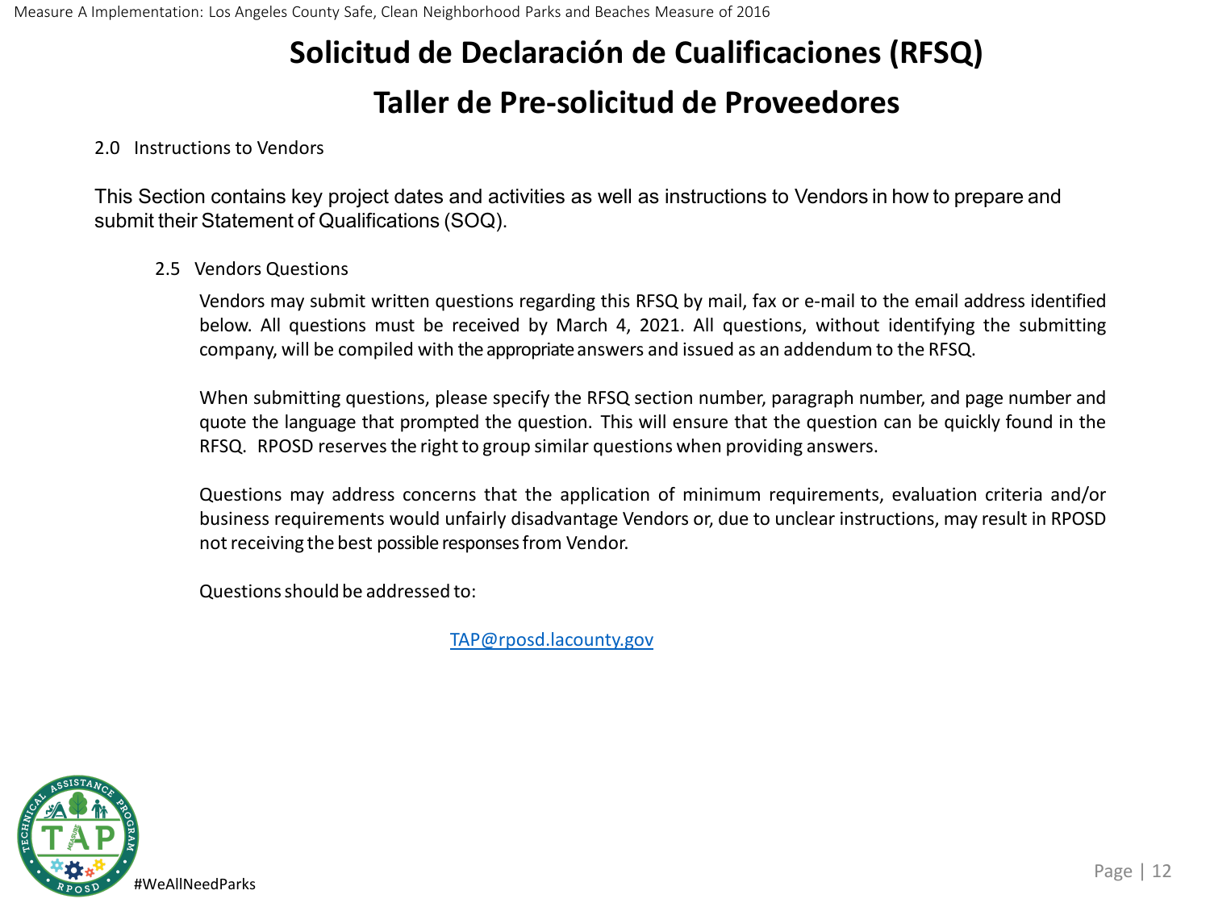# Solicitud de Declaración de Cualificaciones (RFSQ)

# Taller de Pre-solicitud de Proveedores

## 2.0 Instructions to Vendors

This Section contains key project dates and activities as well as instructions to Vendors in how to prepare and submit their Statement of Qualifications (SOQ).

### 2.5 Vendors Questions

Vendors may submit written questions regarding this RFSQ by mail, fax or e-mail to the email address identified below. All questions must be received by March 4, 2021. All questions, without identifying the submitting company, will be compiled with the appropriate answers and issued as an addendum to the RFSQ.

When submitting questions, please specify the RFSQ section number, paragraph number, and page number and quote the language that prompted the question. This will ensure that the question can be quickly found in the RFSQ. RPOSD reserves the right to group similar questions when providing answers.

Questions may address concerns that the application of minimum requirements, evaluation criteria and/or business requirements would unfairly disadvantage Vendors or, due to unclear instructions, may result in RPOSD not receiving the best possible responses from Vendor.

Questions should be addressed to:

TAP@rposd.lacounty.gov

#WeAllNeedParks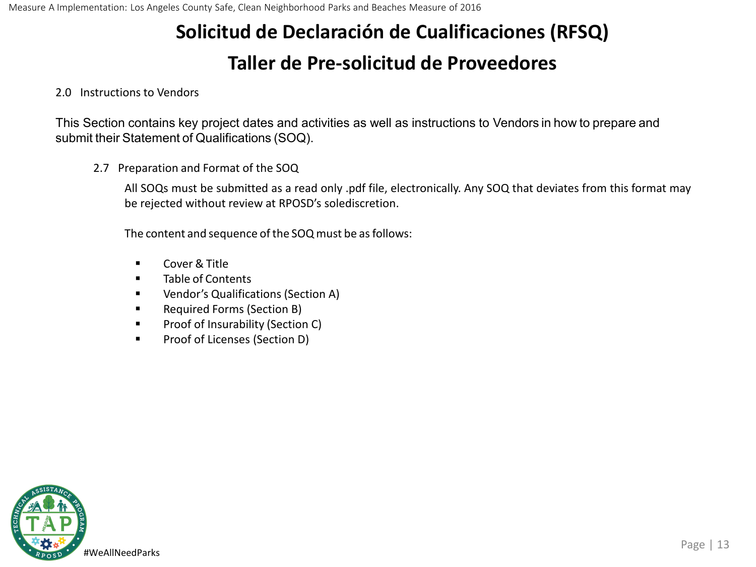# Solicitud de Declaración de Cualificaciones (RFSQ)

# Taller de Pre-solicitud de Proveedores

2.0 Instructions to Vendors

This Section contains key project dates and activities as well as instructions to Vendors in how to prepare and submit their Statement of Qualifications (SOQ).

2.7 Preparation and Format of the SOQ

All SOQs must be submitted as a read only .pdf file, electronically. Any SOQ that deviates from this format may be rejected without review at RPOSD's solediscretion.

The content and sequence of the SOQ must be as follows:

- Cover & Title
- Table of Contents
- Vendor's Qualifications (Section A)
- Required Forms (Section B)
- Proof of Insurability (Section C)
- Proof of Licenses (Section D)

#WeAllNeedParks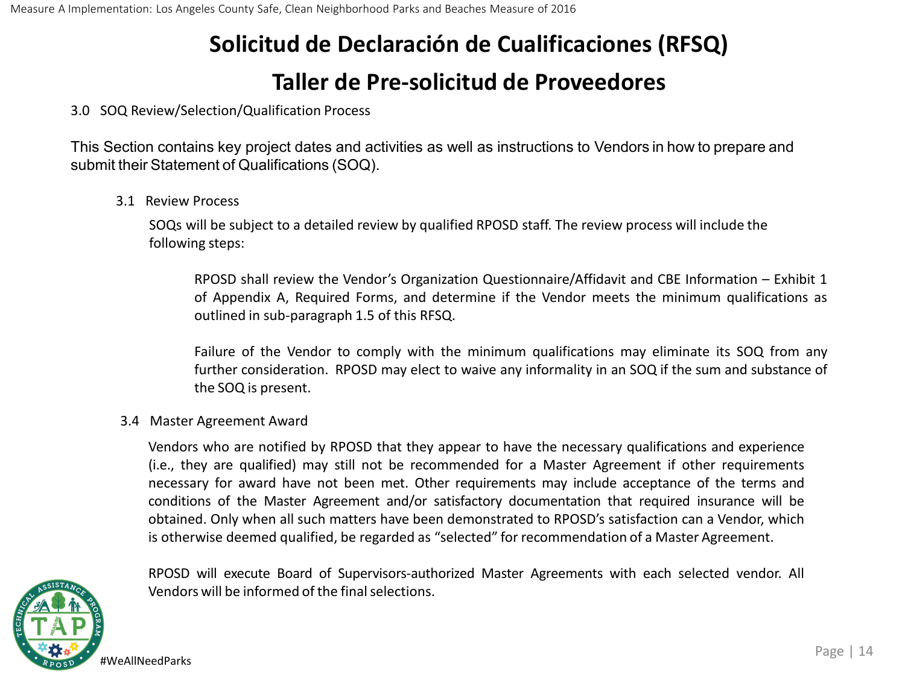# Solicitud de Declaración de Cualificaciones (RFSQ)

## Taller de Pre-solicitud de Proveedores

3.0 SOQ Review/Selection/Qualification Process

This Section contains key project dates and activities as well as instructions to Vendors in how to prepare and submit their Statement of Qualifications (SOQ).

3.1 Review Process

SOQs will be subject to a detailed review by qualified RPOSD staff. The review process will include the following steps:

RPOSD shall review the Vendor's Organization Questionnaire/Affidavit and CBE Information – Exhibit 1 of Appendix A, Required Forms, and determine if the Vendor meets the minimum qualifications as outlined in sub-paragraph 1.5 of this RFSQ.

Failure of the Vendor to comply with the minimum qualifications may eliminate its SOQ from any further consideration. RPOSD may elect to waive any informality in an SOQ if the sum and substance of the SOQ is present.

3.4 Master Agreement Award

Vendors who are notified by RPOSD that they appear to have the necessary qualifications and experience (i.e., they are qualified) may still not be recommended for a Master Agreement if other requirements necessary for award have not been met. Other requirements may include acceptance of the terms and conditions of the Master Agreement and/or satisfactory documentation that required insurance will be obtained. Only when all such matters have been demonstrated to RPOSD's satisfaction can a Vendor, which is otherwise deemed qualified, be regarded as "selected" for recommendation of a Master Agreement.

RPOSD will execute Board of Supervisors-authorized Master Agreements with each selected vendor. All Vendors will be informed of the final selections.

#WeAllNeedParks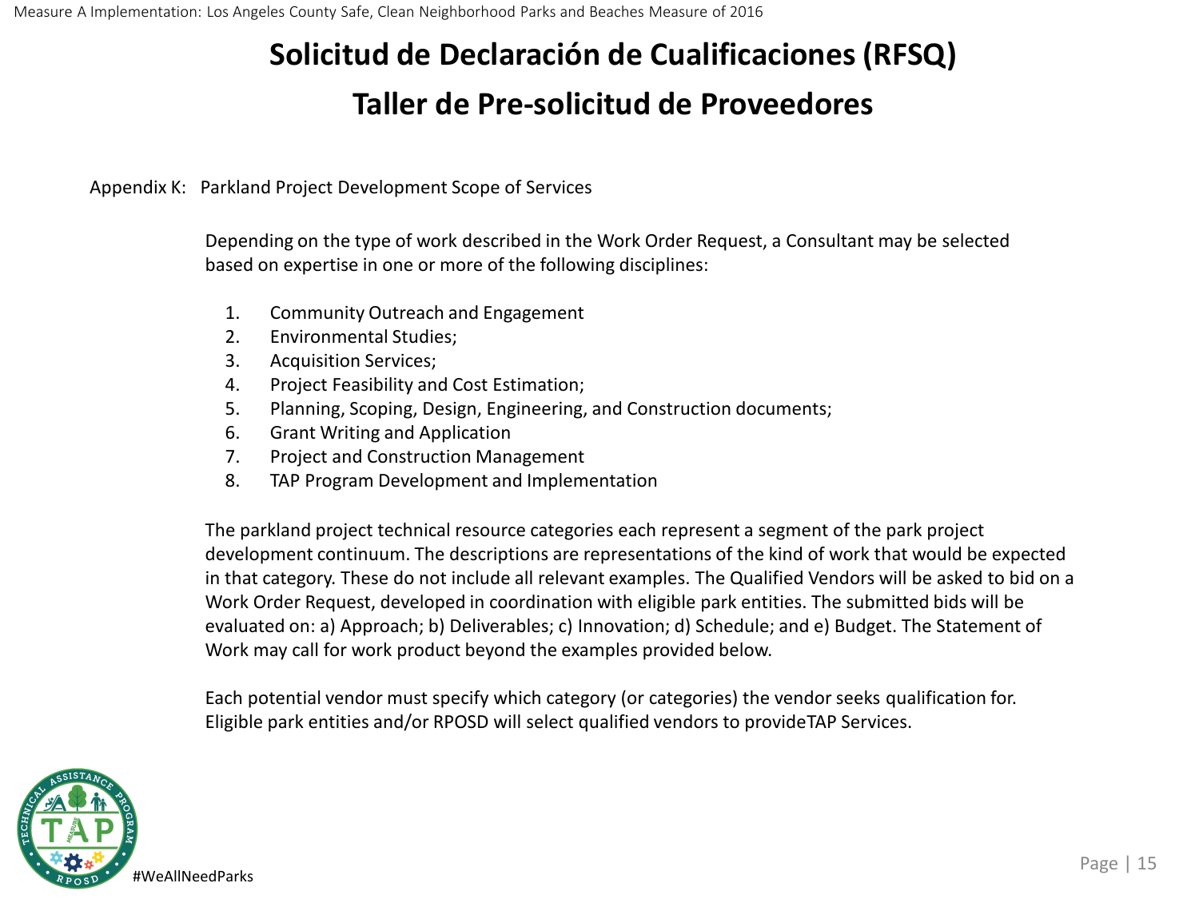# Solicitud de Declaración de Cualificaciones (RFSQ)

## Taller de Pre-solicitud de Proveedores

Appendix K: Parkland Project Development Scope of Services

Depending on the type of work described in the Work Order Request, a Consultant may be selected based on expertise in one or more of the following disciplines:

1. Community Outreach and Engagement
2. Environmental Studies;
3. Acquisition Services;
4. Project Feasibility and Cost Estimation;
5. Planning, Scoping, Design, Engineering, and Construction documents;
6. Grant Writing and Application
7. Project and Construction Management
8. TAP Program Development and Implementation

The parkland project technical resource categories each represent a segment of the park project development continuum. The descriptions are representations of the kind of work that would be expected in that category. These do not include all relevant examples. The Qualified Vendors will be asked to bid on a Work Order Request, developed in coordination with eligible park entities. The submitted bids will be evaluated on: a) Approach; b) Deliverables; c) Innovation; d) Schedule; and e) Budget. The Statement of Work may call for work product beyond the examples provided below.

Each potential vendor must specify which category (or categories) the vendor seeks qualification for. Eligible park entities and/or RPOSD will select qualified vendors to provideTAP Services.

#WeAllNeedParks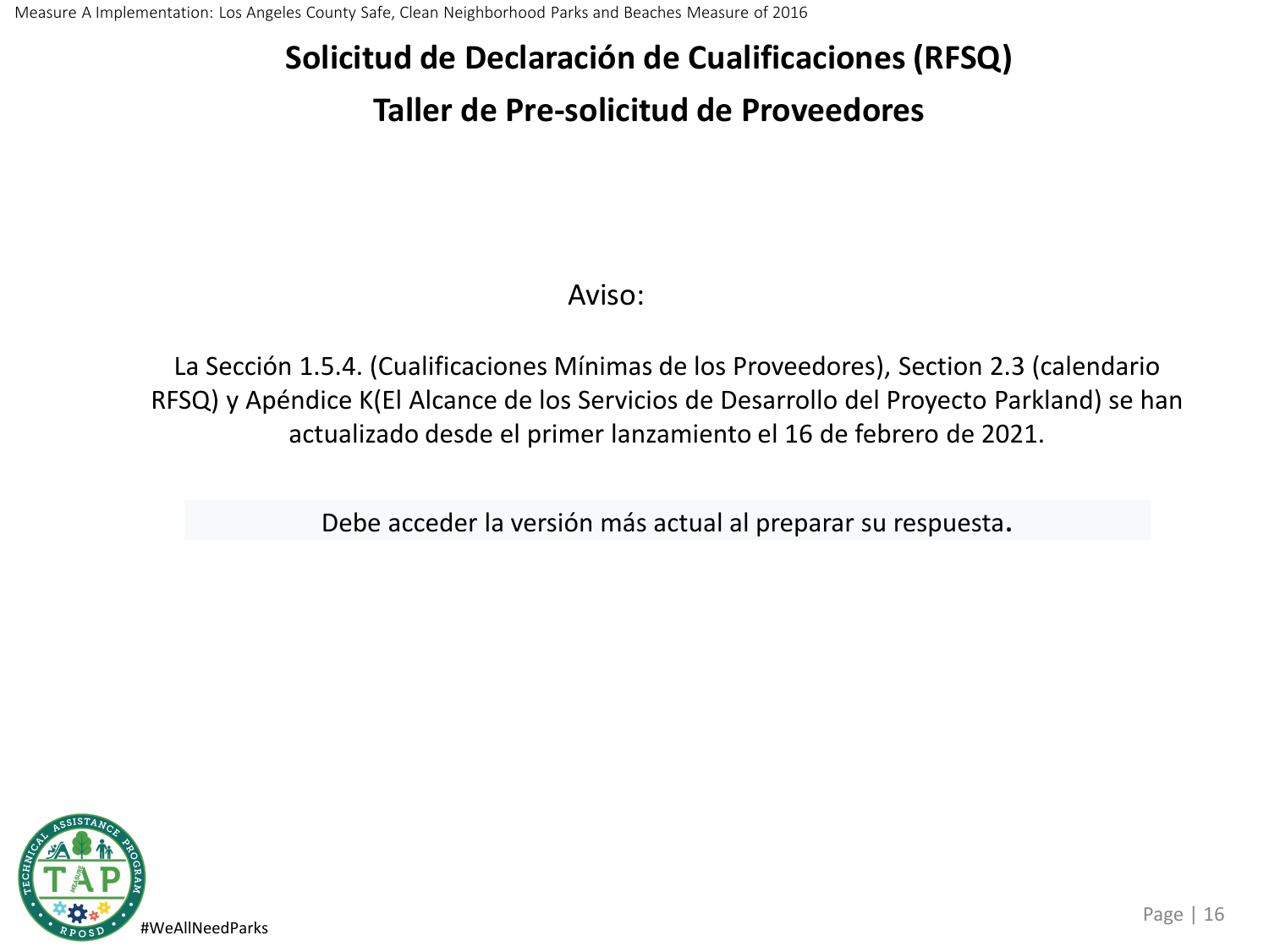# Solicitud de Declaración de Cualificaciones (RFSQ)

## Taller de Pre-solicitud de Proveedores

Aviso:

La Sección 1.5.4. (Cualificaciones Mínimas de los Proveedores), Section 2.3 (calendario RFSQ) y Apéndice K(El Alcance de los Servicios de Desarrollo del Proyecto Parkland) se han actualizado desde el primer lanzamiento el 16 de febrero de 2021.

Debe acceder la versión más actual al preparar su respuesta**.**

#WeAllNeedParks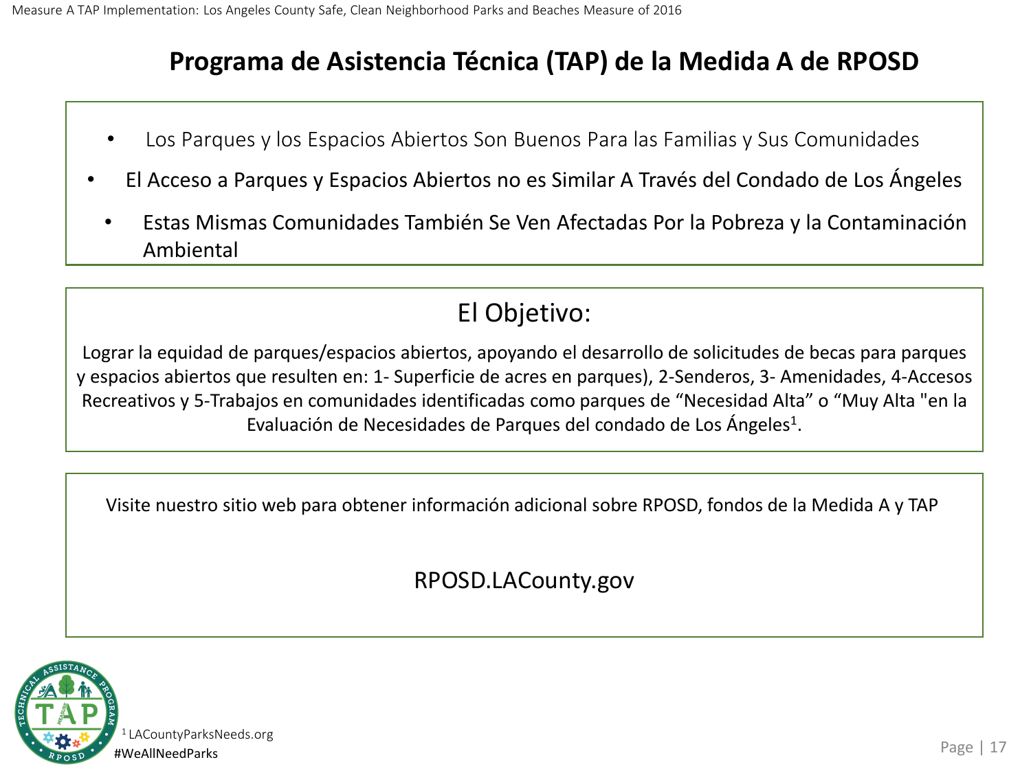# Programa de Asistencia Técnica (TAP) de la Medida A de RPOSD

- Los Parques y los Espacios Abiertos Son Buenos Para las Familias y Sus Comunidades
- El Acceso a Parques y Espacios Abiertos no es Similar A Través del Condado de Los Ángeles
- Estas Mismas Comunidades También Se Ven Afectadas Por la Pobreza y la Contaminación Ambiental

## El Objetivo:

Lograr la equidad de parques/espacios abiertos, apoyando el desarrollo de solicitudes de becas para parques y espacios abiertos que resulten en: 1- Superficie de acres en parques), 2-Senderos, 3- Amenidades, 4-Accesos Recreativos y 5-Trabajos en comunidades identificadas como parques de “Necesidad Alta” o “Muy Alta "en la Evaluación de Necesidades de Parques del condado de Los Ángeles[1].

Visite nuestro sitio web para obtener información adicional sobre RPOSD, fondos de la Medida A y TAP

RPOSD.LACounty.gov

[1] LACountyParksNeeds.org

#WeAllNeedParks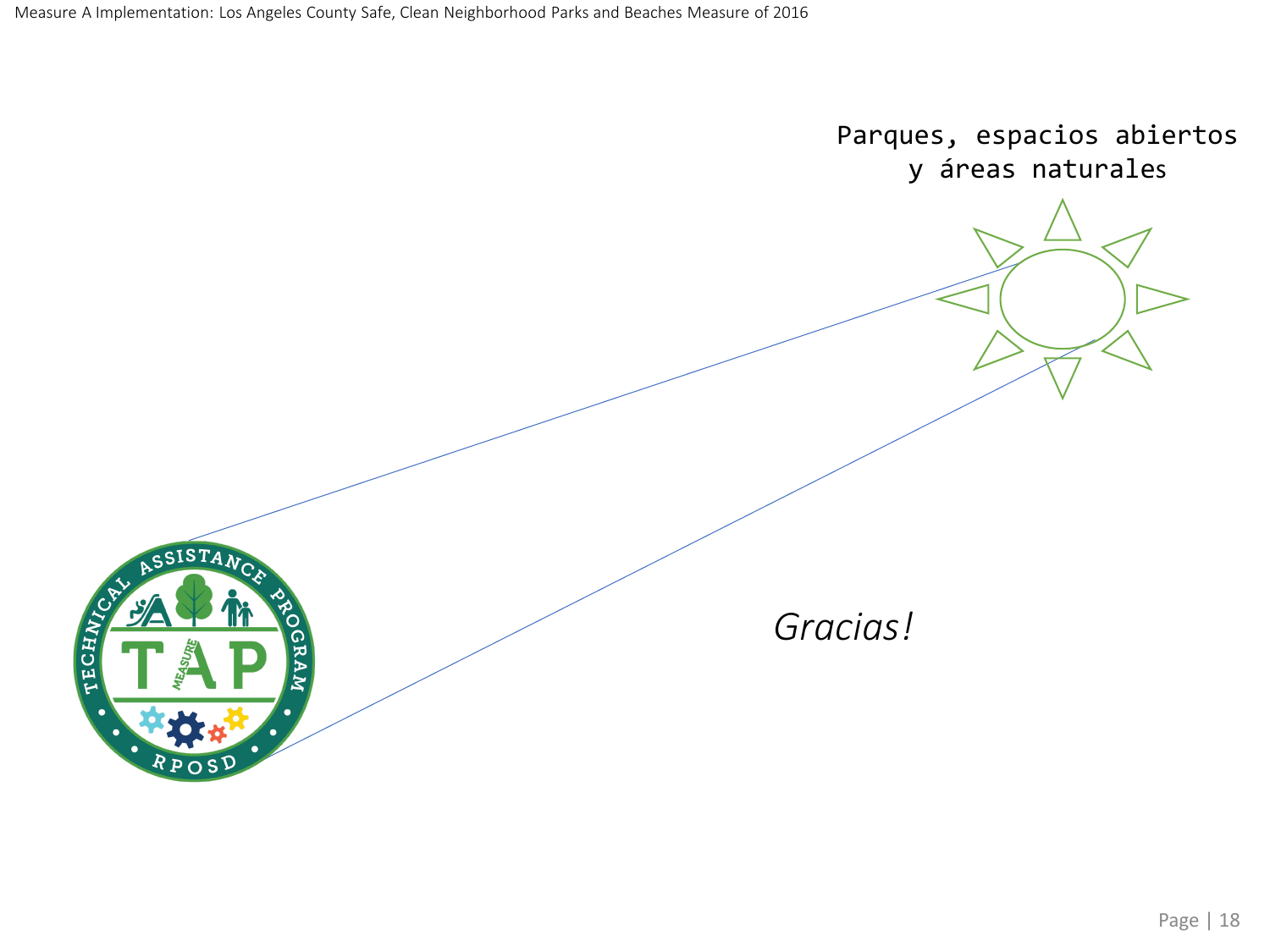Parques, espacios abiertos y áreas naturales

*Gracias!*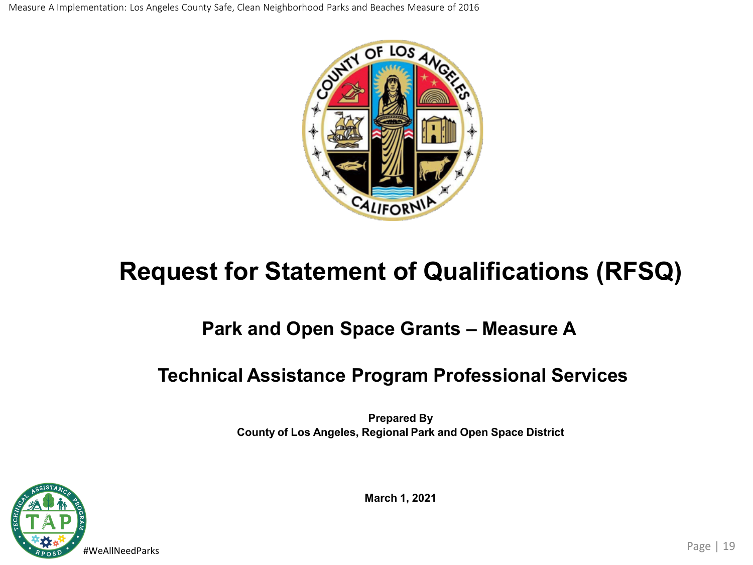# Request for Statement of Qualifications (RFSQ)

## Park and Open Space Grants – Measure A

## Technical Assistance Program Professional Services

**Prepared By**
**County of Los Angeles, Regional Park and Open Space District**

**March 1, 2021**

#WeAllNeedParks